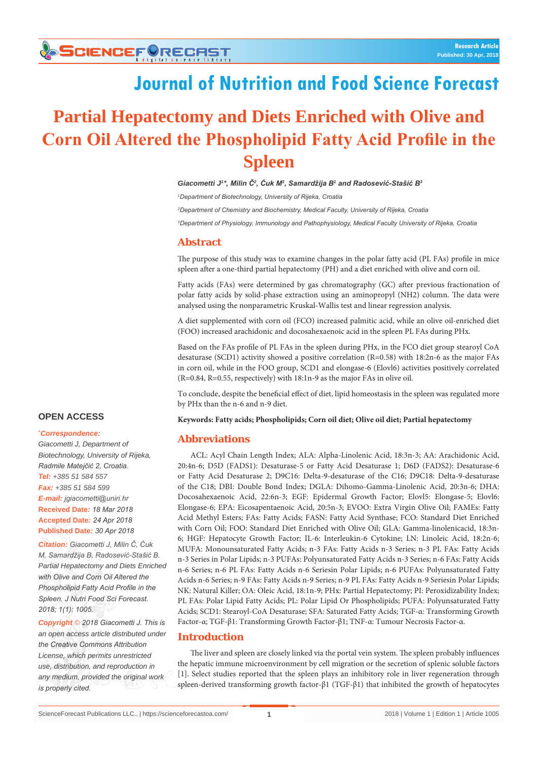# Journal of Nutrition and Food Science Forecast

# Partial Hepatectomy and Diets Enriched with Olive and Corn Oil Altered the Phospholipid Fatty Acid Profile in the Spleen

***Giacometti J[1]*, Milin Č[2], Ćuk M[3], Samardžija B[1] and Radosević-Stašić B[3]***

*[1]Department of Biotechnology, University of Rijeka, Croatia*

*[2]Department of Chemistry and Biochemistry, Medical Faculty, University of Rijeka, Croatia*

*[3]Department of Physiology, Immunology and Pathophysiology, Medical Faculty University of Rijeka, Croatia*

## Abstract

The purpose of this study was to examine changes in the polar fatty acid (PL FAs) profile in mice spleen after a one-third partial hepatectomy (PH) and a diet enriched with olive and corn oil.

Fatty acids (FAs) were determined by gas chromatography (GC) after previous fractionation of polar fatty acids by solid-phase extraction using an aminopropyl (NH2) column. The data were analysed using the nonparametric Kruskal-Wallis test and linear regression analysis.

A diet supplemented with corn oil (FCO) increased palmitic acid, while an olive oil-enriched diet (FOO) increased arachidonic and docosahexaenoic acid in the spleen PL FAs during PHx.

Based on the FAs profile of PL FAs in the spleen during PHx, in the FCO diet group stearoyl CoA desaturase (SCD1) activity showed a positive correlation (R=0.58) with 18:2n-6 as the major FAs in corn oil, while in the FOO group, SCD1 and elongase-6 (Elovl6) activities positively correlated (R=0.84, R=0.55, respectively) with 18:1n-9 as the major FAs in olive oil.

To conclude, despite the beneficial effect of diet, lipid homeostasis in the spleen was regulated more by PHx than the n-6 and n-9 diet.

**Keywords: Fatty acids; Phospholipids; Corn oil diet; Olive oil diet; Partial hepatectomy**

**OPEN ACCESS**

***\*Correspondence:***
*Giacometti J, Department of Biotechnology, University of Rijeka, Radmile Matejčić 2, Croatia.*
***Tel:*** *+385 51 584 557*
***Fax:*** *+385 51 584 599*
***E-mail:*** *jgiacometti@uniri.hr*
***Received Date:*** *18 Mar 2018*
***Accepted Date:*** *24 Apr 2018*
***Published Date:*** *30 Apr 2018*

***Citation:*** *Giacometti J, Milin Č, Ćuk M, Samardžija B, Radosević-Stašić B. Partial Hepatectomy and Diets Enriched with Olive and Corn Oil Altered the Phospholipid Fatty Acid Profile in the Spleen. J Nutri Food Sci Forecast. 2018; 1(1): 1005.*

***Copyright © 2018 Giacometti J.*** *This is an open access article distributed under the Creative Commons Attribution License, which permits unrestricted use, distribution, and reproduction in any medium, provided the original work is properly cited.*

## Abbreviations

ACL: Acyl Chain Length Index; ALA: Alpha-Linolenic Acid, 18:3n-3; AA: Arachidonic Acid, 20:4n-6; D5D (FADS1): Desaturase-5 or Fatty Acid Desaturase 1; D6D (FADS2): Desaturase-6 or Fatty Acid Desaturase 2; D9C16: Delta-9-desaturase of the C16; D9C18: Delta-9-desaturase of the C18; DBI: Double Bond Index; DGLA: Dihomo-Gamma-Linolenic Acid, 20:3n-6; DHA: Docosahexaenoic Acid, 22:6n-3; EGF: Epidermal Growth Factor; Elovl5: Elongase-5; Elovl6: Elongase-6; EPA: Eicosapentaenoic Acid, 20:5n-3; EVOO: Extra Virgin Olive Oil; FAMEs: Fatty Acid Methyl Esters; FAs: Fatty Acids; FASN: Fatty Acid Synthase; FCO: Standard Diet Enriched with Corn Oil; FOO: Standard Diet Enriched with Olive Oil; GLA: Gamma-linolenicacid, 18:3n-6; HGF: Hepatocyte Growth Factor; IL-6: Interleukin-6 Cytokine; LN: Linoleic Acid, 18:2n-6; MUFA: Monounsaturated Fatty Acids; n-3 FAs: Fatty Acids n-3 Series; n-3 PL FAs: Fatty Acids n-3 Series in Polar Lipids; n-3 PUFAs: Polyunsaturated Fatty Acids n-3 Series; n-6 FAs: Fatty Acids n-6 Series; n-6 PL FAs: Fatty Acids n-6 Seriesin Polar Lipids; n-6 PUFAs: Polyunsaturated Fatty Acids n-6 Series; n-9 FAs: Fatty Acids n-9 Series; n-9 PL FAs: Fatty Acids n-9 Seriesin Polar Lipids; NK: Natural Killer; OA: Oleic Acid, 18:1n-9; PHx: Partial Hepatectomy; PI: Peroxidizability Index; PL FAs: Polar Lipid Fatty Acids; PL: Polar Lipid Or Phospholipids; PUFA: Polyunsaturated Fatty Acids; SCD1: Stearoyl-CoA Desaturase; SFA: Saturated Fatty Acids; TGF-α: Transforming Growth Factor-α; TGF-β1: Transforming Growth Factor-β1; TNF-α: Tumour Necrosis Factor-α.

## Introduction

The liver and spleen are closely linked via the portal vein system. The spleen probably influences the hepatic immune microenvironment by cell migration or the secretion of splenic soluble factors [1]. Select studies reported that the spleen plays an inhibitory role in liver regeneration through spleen-derived transforming growth factor-β1 (TGF-β1) that inhibited the growth of hepatocytes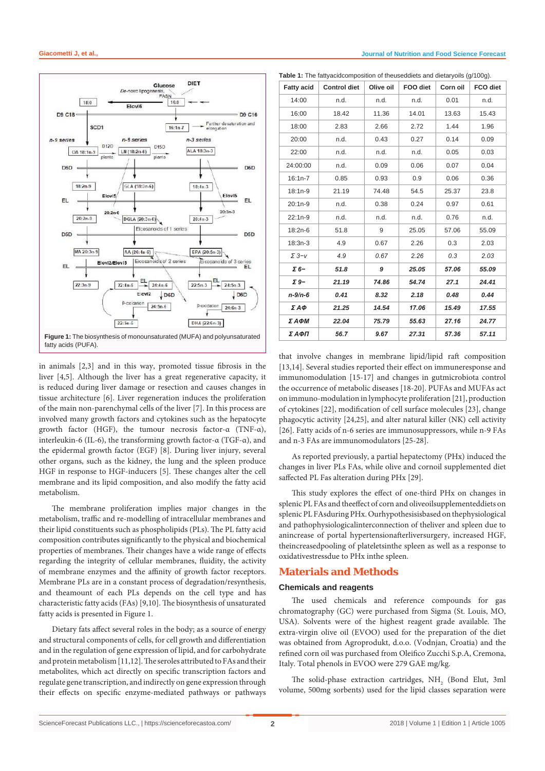Figure 1: The biosynthesis of monounsaturated (MUFA) and polyunsaturated fatty acids (PUFA).

in animals [2,3] and in this way, promoted tissue fibrosis in the liver [4,5]. Although the liver has a great regenerative capacity, it is reduced during liver damage or resection and causes changes in tissue architecture [6]. Liver regeneration induces the proliferation of the main non-parenchymal cells of the liver [7]. In this process are involved many growth factors and cytokines such as the hepatocyte growth factor (HGF), the tumour necrosis factor-α (TNF-α), interleukin-6 (IL-6), the transforming growth factor-α (TGF-α), and the epidermal growth factor (EGF) [8]. During liver injury, several other organs, such as the kidney, the lung and the spleen produce HGF in response to HGF-inducers [5]. These changes alter the cell membrane and its lipid composition, and also modify the fatty acid metabolism.

The membrane proliferation implies major changes in the metabolism, traffic and re-modelling of intracellular membranes and their lipid constituents such as phospholipids (PLs). The PL fatty acid composition contributes significantly to the physical and biochemical properties of membranes. Their changes have a wide range of effects regarding the integrity of cellular membranes, fluidity, the activity of membrane enzymes and the affinity of growth factor receptors. Membrane PLs are in a constant process of degradation/resynthesis, and theamount of each PLs depends on the cell type and has characteristic fatty acids (FAs) [9,10]. The biosynthesis of unsaturated fatty acids is presented in Figure 1.

Dietary fats affect several roles in the body; as a source of energy and structural components of cells, for cell growth and differentiation and in the regulation of gene expression of lipid, and for carbohydrate and protein metabolism [11,12]. The seroles attributed to FAs and their metabolites, which act directly on specific transcription factors and regulate gene transcription, and indirectly on gene expression through their effects on specific enzyme-mediated pathways or pathways

**Table 1:** The fattyacidcomposition of theuseddiets and dietaryoils (g/100g).

| Fatty acid | Control diet | Olive oil | FOO diet | Corn oil | FCO diet |
|---|---|---|---|---|---|
| 14:00 | n.d. | n.d. | n.d. | 0.01 | n.d. |
| 16:00 | 18.42 | 11.36 | 14.01 | 13.63 | 15.43 |
| 18:00 | 2.83 | 2.66 | 2.72 | 1.44 | 1.96 |
| 20:00 | n.d. | 0.43 | 0.27 | 0.14 | 0.09 |
| 22:00 | n.d. | n.d. | n.d. | 0.05 | 0.03 |
| 24:00:00 | n.d. | 0.09 | 0.06 | 0.07 | 0.04 |
| 16:1n-7 | 0.85 | 0.93 | 0.9 | 0.06 | 0.36 |
| 18:1n-9 | 21.19 | 74.48 | 54.5 | 25.37 | 23.8 |
| 20:1n-9 | n.d. | 0.38 | 0.24 | 0.97 | 0.61 |
| 22:1n-9 | n.d. | n.d. | n.d. | 0.76 | n.d. |
| 18:2n-6 | 51.8 | 9 | 25.05 | 57.06 | 55.09 |
| 18:3n-3 | 4.9 | 0.67 | 2.26 | 0.3 | 2.03 |
| *Σ 3−ν* | *4.9* | *0.67* | *2.26* | *0.3* | *2.03* |
| ***Σ 6−*** | ***51.8*** | ***9*** | ***25.05*** | ***57.06*** | ***55.09*** |
| ***Σ 9−*** | ***21.19*** | ***74.86*** | ***54.74*** | ***27.1*** | ***24.41*** |
| ***n-9/n-6*** | ***0.41*** | ***8.32*** | ***2.18*** | ***0.48*** | ***0.44*** |
| ***Σ ΑΦ*** | ***21.25*** | ***14.54*** | ***17.06*** | ***15.49*** | ***17.55*** |
| ***Σ ΑΦΜ*** | ***22.04*** | ***75.79*** | ***55.63*** | ***27.16*** | ***24.77*** |
| ***Σ ΑΦΠ*** | ***56.7*** | ***9.67*** | ***27.31*** | ***57.36*** | ***57.11*** |

that involve changes in membrane lipid/lipid raft composition [13,14]. Several studies reported their effect on immuneresponse and immunomodulation [15-17] and changes in gutmicrobiota control the occurrence of metabolic diseases [18-20]. PUFAs and MUFAs act on immuno-modulation in lymphocyte proliferation [21], production of cytokines [22], modification of cell surface molecules [23], change phagocytic activity [24,25], and alter natural killer (NK) cell activity [26]. Fatty acids of n-6 series are immunosuppressors, while n-9 FAs and n-3 FAs are immunomodulators [25-28].

As reported previously, a partial hepatectomy (PHx) induced the changes in liver PLs FAs, while olive and cornoil supplemented diet saffected PL Fas alteration during PHx [29].

This study explores the effect of one-third PHx on changes in splenic PL FAs and theeffect of corn and oliveoilsupplementeddiets on splenic PL FAsduring PHx. Ourhypothesisisbased on thephysiological and pathophysiologicalinterconnection of theliver and spleen due to anincrease of portal hypertensionafterliversurgery, increased HGF, theincreasedpooling of plateletsinthe spleen as well as a response to oxidativestressdue to PHx inthe spleen.

## Materials and Methods

### Chemicals and reagents

The used chemicals and reference compounds for gas chromatography (GC) were purchased from Sigma (St. Louis, MO, USA). Solvents were of the highest reagent grade available. The extra-virgin olive oil (EVOO) used for the preparation of the diet was obtained from Agroprodukt, d.o.o. (Vodnjan, Croatia) and the refined corn oil was purchased from Oleifico Zucchi S.p.A, Cremona, Italy. Total phenols in EVOO were 279 GAE mg/kg.

The solid-phase extraction cartridges, $NH_2$ (Bond Elut, 3ml volume, 500mg sorbents) used for the lipid classes separation were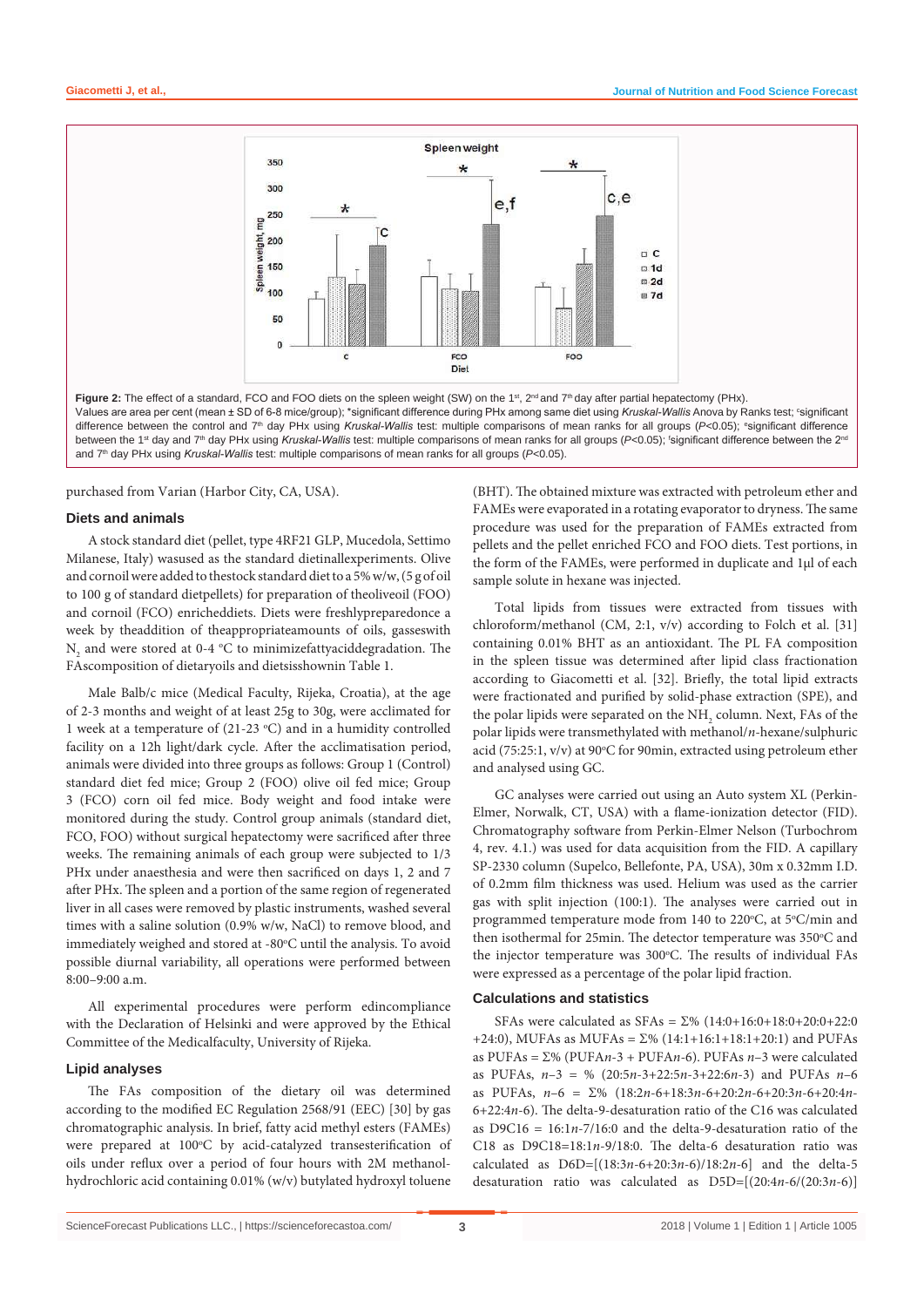**Figure 2:** The effect of a standard, FCO and FOO diets on the spleen weight (SW) on the 1st, 2nd and 7th day after partial hepatectomy (PHx).
Values are area per cent (mean ± SD of 6-8 mice/group); *significant difference during PHx among same diet using *Kruskal-Wallis* Anova by Ranks test; [c]significant difference between the control and 7th day PHx using *Kruskal-Wallis* test: multiple comparisons of mean ranks for all groups ($P$<0.05); [e]significant difference between the 1st day and 7th day PHx using *Kruskal-Wallis* test: multiple comparisons of mean ranks for all groups ($P$<0.05); [f]significant difference between the 2nd and 7th day PHx using *Kruskal-Wallis* test: multiple comparisons of mean ranks for all groups ($P$<0.05).

purchased from Varian (Harbor City, CA, USA).

### Diets and animals

A stock standard diet (pellet, type 4RF21 GLP, Mucedola, Settimo Milanese, Italy) wasused as the standard dietinallexperiments. Olive and cornoil were added to thestock standard diet to a 5% w/w, (5 g of oil to 100 g of standard dietpellets) for preparation of theolivoil (FOO) and cornoil (FCO) enricheddiets. Diets were freshlypreparedonce a week by theaddition of theappropriateamounts of oils, gasseswith $N_2$ and were stored at 0-4 °C to minimizefattyaciddegradation. The FAscomposition of dietaryoils and dietsisshownin Table 1.

Male Balb/c mice (Medical Faculty, Rijeka, Croatia), at the age of 2-3 months and weight of at least 25g to 30g, were acclimated for 1 week at a temperature of (21-23 °C) and in a humidity controlled facility on a 12h light/dark cycle. After the acclimatisation period, animals were divided into three groups as follows: Group 1 (Control) standard diet fed mice; Group 2 (FOO) olive oil fed mice; Group 3 (FCO) corn oil fed mice. Body weight and food intake were monitored during the study. Control group animals (standard diet, FCO, FOO) without surgical hepatectomy were sacrificed after three weeks. The remaining animals of each group were subjected to 1/3 PHx under anaesthesia and were then sacrificed on days 1, 2 and 7 after PHx. The spleen and a portion of the same region of regenerated liver in all cases were removed by plastic instruments, washed several times with a saline solution (0.9% w/w, NaCl) to remove blood, and immediately weighed and stored at -80°C until the analysis. To avoid possible diurnal variability, all operations were performed between 8:00–9:00 a.m.

All experimental procedures were perform edincompliance with the Declaration of Helsinki and were approved by the Ethical Committee of the Medicalfaculty, University of Rijeka.

### Lipid analyses

The FAs composition of the dietary oil was determined according to the modified EC Regulation 2568/91 (EEC) [30] by gas chromatographic analysis. In brief, fatty acid methyl esters (FAMEs) were prepared at 100°C by acid-catalyzed transesterification of oils under reflux over a period of four hours with 2M methanol-hydrochloric acid containing 0.01% (w/v) butylated hydroxyl toluene (BHT). The obtained mixture was extracted with petroleum ether and FAMEs were evaporated in a rotating evaporator to dryness. The same procedure was used for the preparation of FAMEs extracted from pellets and the pellet enriched FCO and FOO diets. Test portions, in the form of the FAMEs, were performed in duplicate and 1µl of each sample solute in hexane was injected.

Total lipids from tissues were extracted from tissues with chloroform/methanol (CM, 2:1, v/v) according to Folch et al. [31] containing 0.01% BHT as an antioxidant. The PL FA composition in the spleen tissue was determined after lipid class fractionation according to Giacometti et al. [32]. Briefly, the total lipid extracts were fractionated and purified by solid-phase extraction (SPE), and the polar lipids were retained on the $NH_2$ column. Next, FAs of the polar lipids were transmethylated with methanol/*n*-hexane/sulphuric acid (75:25:1, v/v) at 90°C for 90min, extracted using petroleum ether and analysed using GC.

GC analyses were carried out using an Auto system XL (Perkin-Elmer, Norwalk, CT, USA) with a flame-ionization detector (FID). Chromatography software from Perkin-Elmer Nelson (Turbochrom 4, rev. 4.1.) was used for data acquisition from the FID. A capillary SP-2330 column (Supelco, Bellefonte, PA, USA), 30m x 0.32mm I.D. of 0.2mm film thickness was used. Helium was used as the carrier gas with split injection (100:1). The analyses were carried out in programmed temperature mode from 140 to 220°C, at 5°C/min and then isothermal for 25min. The detector temperature was 350°C and the injector temperature was 300°C. The results of individual FAs were expressed as a percentage of the polar lipid fraction.

### Calculations and statistics

SFAs were calculated as SFAs = Σ% (14:0+16:0+18:0+20:0+22:0+24:0), MUFAs as MUFAs = Σ% (14:1+16:1+18:1+20:1) and PUFAs as PUFAs = Σ% (PUFA*n*-3 + PUFA*n*-6). PUFAs *n*–3 were calculated as PUFAs, *n*–3 = % (20:5*n*-3+22:5*n*-3+22:6*n*-3) and PUFAs *n*–6 as PUFAs, *n*–6 = Σ% (18:2*n*-6+18:3*n*-6+20:2*n*-6+20:3*n*-6+20:4*n*-6+22:4*n*-6). The delta-9-desaturation ratio of the C16 was calculated as D9C16 = 16:1*n*-7/16:0 and the delta-9-desaturation ratio of the C18 as D9C18=18:1*n*-9/18:0. The delta-6 desaturation ratio was calculated as D6D=[(18:3*n*-6+20:3*n*-6)/18:2*n*-6] and the delta-5 desaturation ratio was calculated as D5D=[(20:4*n*-6/(20:3*n*-6)]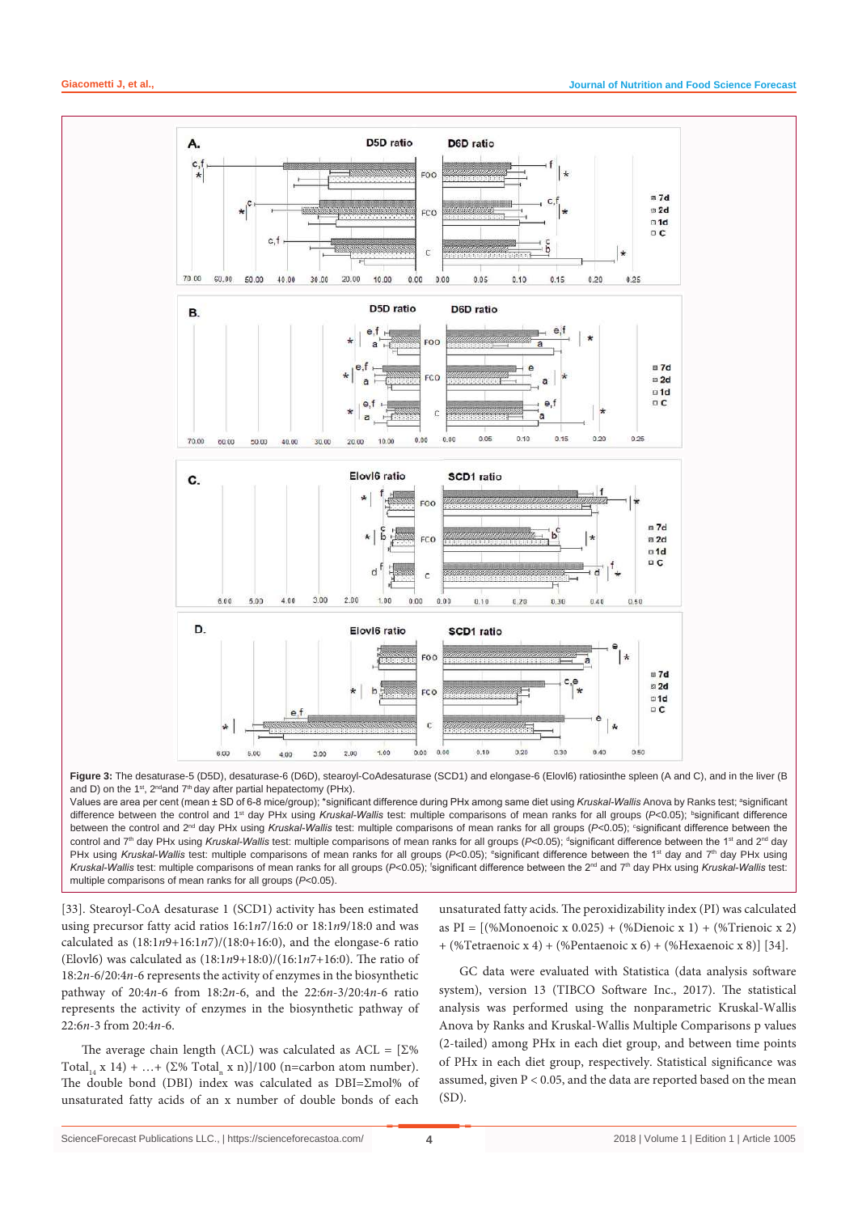**Figure 3:** The desaturase-5 (D5D), desaturase-6 (D6D), stearoyl-CoAdesaturase (SCD1) and elongase-6 (Elovl6) ratiosinthe spleen (A and C), and in the liver (B and D) on the 1st, 2nd and 7th day after partial hepatectomy (PHx).

Values are area per cent (mean ± SD of 6-8 mice/group); *significant difference during PHx among same diet using *Kruskal-Wallis* Anova by Ranks test; [a]significant difference between the control and 1st day PHx using *Kruskal-Wallis* test: multiple comparisons of mean ranks for all groups ($P<0.05$); [b]significant difference between the control and 2nd day PHx using *Kruskal-Wallis* test: multiple comparisons of mean ranks for all groups ($P<0.05$); [c]significant difference between the control and 7th day PHx using *Kruskal-Wallis* test: multiple comparisons of mean ranks for all groups ($P<0.05$); [d]significant difference between the 1st and 2nd day PHx using *Kruskal-Wallis* test: multiple comparisons of mean ranks for all groups ($P<0.05$); [e]significant difference between the 1st day and 7th day PHx using *Kruskal-Wallis* test: multiple comparisons of mean ranks for all groups ($P<0.05$); [f]significant difference between the 2nd and 7th day PHx using *Kruskal-Wallis* test: multiple comparisons of mean ranks for all groups ($P<0.05$).

[33]. Stearoyl-CoA desaturase 1 (SCD1) activity has been estimated using precursor fatty acid ratios 16:1*n*7/16:0 or 18:1*n*9/18:0 and was calculated as (18:1*n*9+16:1*n*7)/(18:0+16:0), and the elongase-6 ratio (Elovl6) was calculated as (18:1*n*9+18:0)/(16:1*n*7+16:0). The ratio of 18:2*n*-6/20:4*n*-6 represents the activity of enzymes in the biosynthetic pathway of 20:4*n*-6 from 18:2*n*-6, and the 22:6*n*-3/20:4*n*-6 ratio represents the activity of enzymes in the biosynthetic pathway of 22:6*n*-3 from 20:4*n*-6.

The average chain length (ACL) was calculated as ACL = $[\Sigma\% \text{ Total}_{14} \times 14) + \ldots + (\Sigma\% \text{ Total}_{n} \times n)]/100$ (n=carbon atom number). The double bond (DBI) index was calculated as DBI=Σmol% of unsaturated fatty acids of an x number of double bonds of each unsaturated fatty acids. The peroxidizability index (PI) was calculated as PI = [(%Monoenoic x 0.025) + (%Dienoic x 1) + (%Trienoic x 2) + (%Tetraenoic x 4) + (%Pentaenoic x 6) + (%Hexaenoic x 8)] [34].

GC data were evaluated with Statistica (data analysis software system), version 13 (TIBCO Software Inc., 2017). The statistical analysis was performed using the nonparametric Kruskal-Wallis Anova by Ranks and Kruskal-Wallis Multiple Comparisons p values (2-tailed) among PHx in each diet group, and between time points of PHx in each diet group, respectively. Statistical significance was assumed, given $P < 0.05$, and the data are reported based on the mean (SD).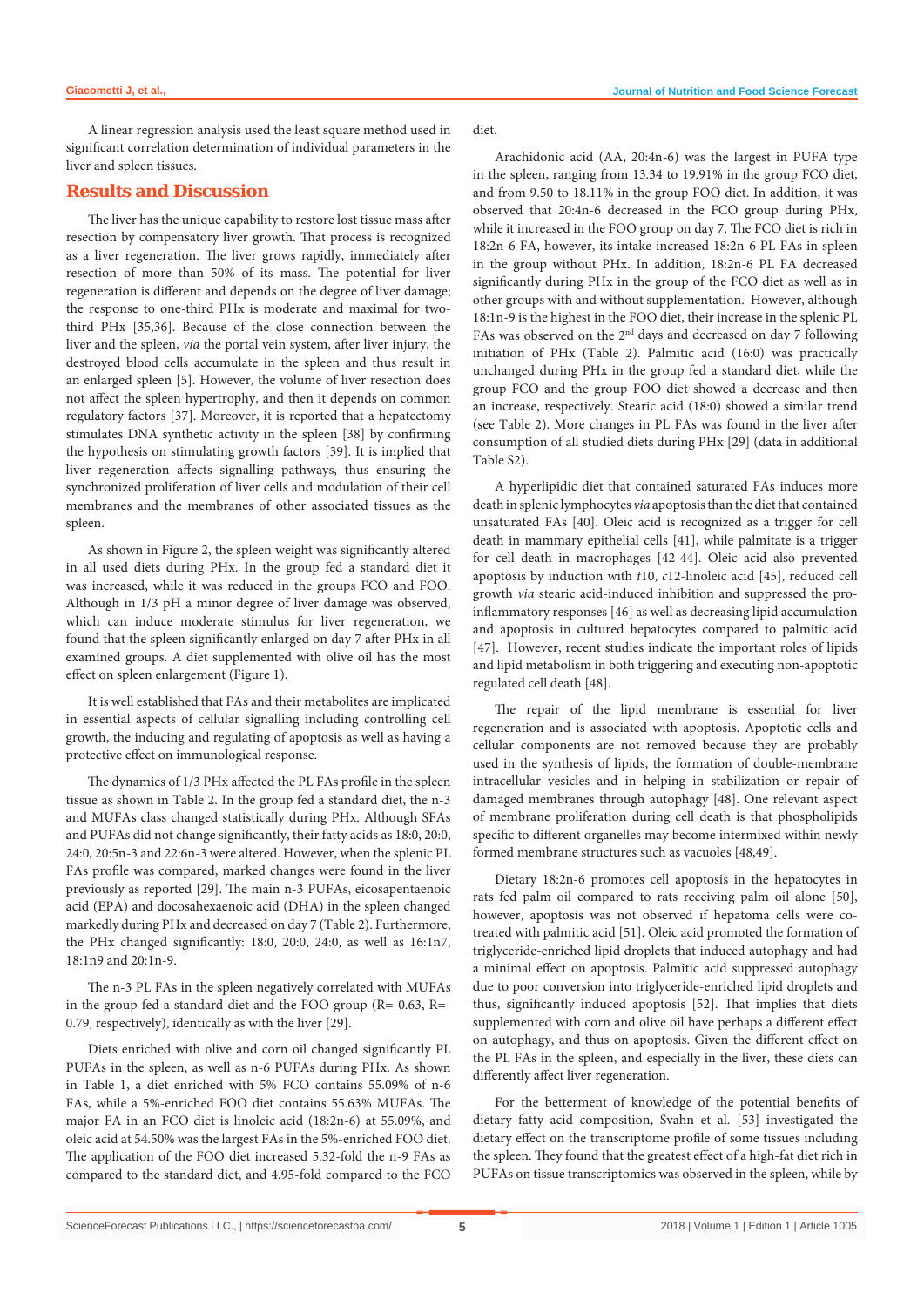A linear regression analysis used the least square method used in significant correlation determination of individual parameters in the liver and spleen tissues.

## Results and Discussion

The liver has the unique capability to restore lost tissue mass after resection by compensatory liver growth. That process is recognized as a liver regeneration. The liver grows rapidly, immediately after resection of more than 50% of its mass. The potential for liver regeneration is different and depends on the degree of liver damage; the response to one-third PHx is moderate and maximal for two-third PHx [35,36]. Because of the close connection between the liver and the spleen, *via* the portal vein system, after liver injury, the destroyed blood cells accumulate in the spleen and thus result in an enlarged spleen [5]. However, the volume of liver resection does not affect the spleen hypertrophy, and then it depends on common regulatory factors [37]. Moreover, it is reported that a hepatectomy stimulates DNA synthetic activity in the spleen [38] by confirming the hypothesis on stimulating growth factors [39]. It is implied that liver regeneration affects signalling pathways, thus ensuring the synchronized proliferation of liver cells and modulation of their cell membranes and the membranes of other associated tissues as the spleen.

As shown in Figure 2, the spleen weight was significantly altered in all used diets during PHx. In the group fed a standard diet it was increased, while it was reduced in the groups FCO and FOO. Although in 1/3 pH a minor degree of liver damage was observed, which can induce moderate stimulus for liver regeneration, we found that the spleen significantly enlarged on day 7 after PHx in all examined groups. A diet supplemented with olive oil has the most effect on spleen enlargement (Figure 1).

It is well established that FAs and their metabolites are implicated in essential aspects of cellular signalling including controlling cell growth, the inducing and regulating of apoptosis as well as having a protective effect on immunological response.

The dynamics of 1/3 PHx affected the PL FAs profile in the spleen tissue as shown in Table 2. In the group fed a standard diet, the n-3 and MUFAs class changed statistically during PHx. Although SFAs and PUFAs did not change significantly, their fatty acids as 18:0, 20:0, 24:0, 20:5n-3 and 22:6n-3 were altered. However, when the splenic PL FAs profile was compared, marked changes were found in the liver previously as reported [29]. The main n-3 PUFAs, eicosapentaenoic acid (EPA) and docosahexaenoic acid (DHA) in the spleen changed markedly during PHx and decreased on day 7 (Table 2). Furthermore, the PHx changed significantly: 18:0, 20:0, 24:0, as well as 16:1n7, 18:1n9 and 20:1n-9.

The n-3 PL FAs in the spleen negatively correlated with MUFAs in the group fed a standard diet and the FOO group ($R=-0.63$, $R=-0.79$, respectively), identically as with the liver [29].

Diets enriched with olive and corn oil changed significantly PL PUFAs in the spleen, as well as n-6 PUFAs during PHx. As shown in Table 1, a diet enriched with 5% FCO contains 55.09% of n-6 FAs, while a 5%-enriched FOO diet contains 55.63% MUFAs. The major FA in an FCO diet is linoleic acid (18:2n-6) at 55.09%, and oleic acid at 54.50% was the largest FAs in the 5%-enriched FOO diet. The application of the FOO diet increased 5.32-fold the n-9 FAs as compared to the standard diet, and 4.95-fold compared to the FCO diet.

Arachidonic acid (AA, 20:4n-6) was the largest in PUFA type in the spleen, ranging from 13.34 to 19.91% in the group FCO diet, and from 9.50 to 18.11% in the group FOO diet. In addition, it was observed that 20:4n-6 decreased in the FCO group during PHx, while it increased in the FOO group on day 7. The FCO diet is rich in 18:2n-6 FA, however, its intake increased 18:2n-6 PL FAs in spleen in the group without PHx. In addition, 18:2n-6 PL FA decreased significantly during PHx in the group of the FCO diet as well as in other groups with and without supplementation. However, although 18:1n-9 is the highest in the FOO diet, their increase in the splenic PL FAs was observed on the 2[nd] days and decreased on day 7 following initiation of PHx (Table 2). Palmitic acid (16:0) was practically unchanged during PHx in the group fed a standard diet, while the group FCO and the group FOO diet showed a decrease and then an increase, respectively. Stearic acid (18:0) showed a similar trend (see Table 2). More changes in PL FAs was found in the liver after consumption of all studied diets during PHx [29] (data in additional Table S2).

A hyperlipidic diet that contained saturated FAs induces more death in splenic lymphocytes *via* apoptosis than the diet that contained unsaturated FAs [40]. Oleic acid is recognized as a trigger for cell death in mammary epithelial cells [41], while palmitate is a trigger for cell death in macrophages [42-44]. Oleic acid also prevented apoptosis by induction with *t*10, *c*12-linoleic acid [45], reduced cell growth *via* stearic acid-induced inhibition and suppressed the pro-inflammatory responses [46] as well as decreasing lipid accumulation and apoptosis in cultured hepatocytes compared to palmitic acid [47]. However, recent studies indicate the important roles of lipids and lipid metabolism in both triggering and executing non-apoptotic regulated cell death [48].

The repair of the lipid membrane is essential for liver regeneration and is associated with apoptosis. Apoptotic cells and cellular components are not removed because they are probably used in the synthesis of lipids, the formation of double-membrane intracellular vesicles and in helping in stabilization or repair of damaged membranes through autophagy [48]. One relevant aspect of membrane proliferation during cell death is that phospholipids specific to different organelles may become intermixed within newly formed membrane structures such as vacuoles [48,49].

Dietary 18:2n-6 promotes cell apoptosis in the hepatocytes in rats fed palm oil compared to rats receiving palm oil alone [50], however, apoptosis was not observed if hepatoma cells were co-treated with palmitic acid [51]. Oleic acid promoted the formation of triglyceride-enriched lipid droplets that induced autophagy and had a minimal effect on apoptosis. Palmitic acid suppressed autophagy due to poor conversion into triglyceride-enriched lipid droplets and thus, significantly induced apoptosis [52]. That implies that diets supplemented with corn and olive oil have perhaps a different effect on autophagy, and thus on apoptosis. Given the different effect on the PL FAs in the spleen, and especially in the liver, these diets can differently affect liver regeneration.

For the betterment of knowledge of the potential benefits of dietary fatty acid composition, Svahn et al. [53] investigated the dietary effect on the transcriptome profile of some tissues including the spleen. They found that the greatest effect of a high-fat diet rich in PUFAs on tissue transcriptomics was observed in the spleen, while by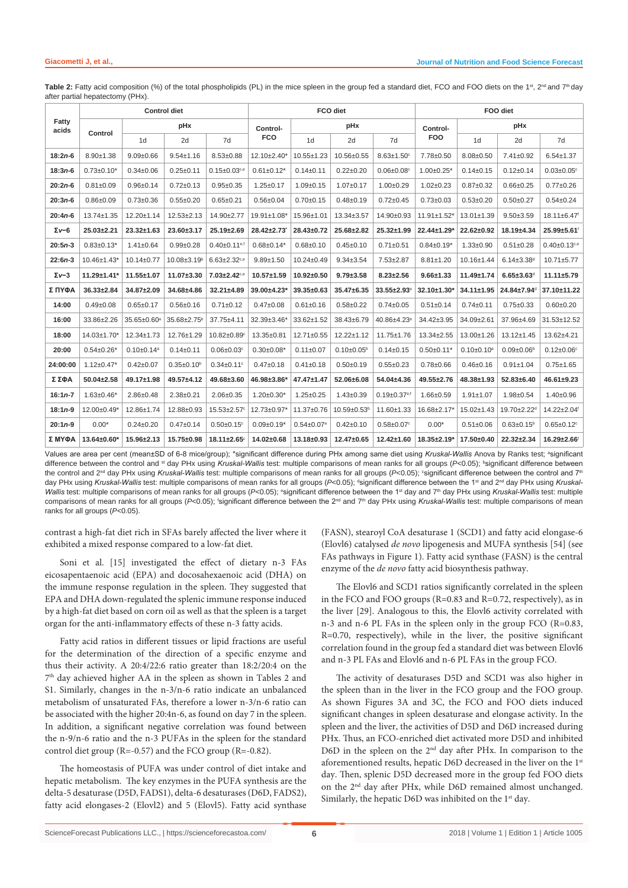**Table 2:** Fatty acid composition (%) of the total phospholipids (PL) in the mice spleen in the group fed a standard diet, FCO and FOO diets on the 1st, 2nd and 7th day after partial hepatectomy (PHx).

| Fatty acids | Control diet | | | | FCO diet | | | | FOO diet | | | |
|---|---|---|---|---|---|---|---|---|---|---|---|---|
| | Control | pHx | | | Control-FCO | pHx | | | Control-FOO | pHx | | |
| | | 1d | 2d | 7d | | 1d | 2d | 7d | | 1d | 2d | 7d |
| **18:2*n*-6** | 8.90±1.38 | 9.09±0.66 | 9.54±1.16 | 8.53±0.88 | 12.10±2.40* | 10.55±1.23 | 10.56±0.55 | 8.63±1.50ᶜ | 7.78±0.50 | 8.08±0.50 | 7.41±0.92 | 6.54±1.37 |
| **18:3*n*-6** | 0.73±0.10* | 0.34±0.06 | 0.25±0.11 | 0.15±0.03ᶜ,ᵉ | 0.61±0.12* | 0.14±0.11 | 0.22±0.20 | 0.06±0.08ᶜ | 1.00±0.25* | 0.14±0.15 | 0.12±0.14 | 0.03±0.05ᶜ |
| **20:2*n*-6** | 0.81±0.09 | 0.96±0.14 | 0.72±0.13 | 0.95±0.35 | 1.25±0.17 | 1.09±0.15 | 1.07±0.17 | 1.00±0.29 | 1.02±0.23 | 0.87±0.32 | 0.66±0.25 | 0.77±0.26 |
| **20:3*n*-6** | 0.86±0.09 | 0.73±0.36 | 0.55±0.20 | 0.65±0.21 | 0.56±0.04 | 0.70±0.15 | 0.48±0.19 | 0.72±0.45 | 0.73±0.03 | 0.53±0.20 | 0.50±0.27 | 0.54±0.24 |
| **20:4*n*-6** | 13.74±1.35 | 12.20±1.14 | 12.53±2.13 | 14.90±2.77 | 19.91±1.08* | 15.96±1.01 | 13.34±3.57 | 14.90±0.93 | 11.91±1.52* | 13.01±1.39 | 9.50±3.59 | 18.11±6.47ᶠ |
| **Σ*v*−6** | **25.03±2.21** | **23.32±1.63** | **23.60±3.17** | **25.19±2.69** | **28.42±2.73*** | **28.43±0.72** | **25.68±2.82** | **25.32±1.99** | **22.44±1.29*** | **22.62±0.92** | **18.19±4.34** | **25.99±5.61ᶠ** |
| **20:5*n*-3** | 0.83±0.13* | 1.41±0.64 | 0.99±0.28 | 0.40±0.11ᵉ,ᶠ | 0.68±0.14* | 0.68±0.10 | 0.45±0.10 | 0.71±0.51 | 0.84±0.19* | 1.33±0.90 | 0.51±0.28 | 0.40±0.13ᶜ,ᵉ |
| **22:6*n*-3** | 10.46±1.43* | 10.14±0.77 | 10.08±3.19ᵇ | 6.63±2.32ᶜ,ᵉ | 9.89±1.50 | 10.24±0.49 | 9.34±3.54 | 7.53±2.87 | 8.81±1.20 | 10.16±1.44 | 6.14±3.38ᵈ | 10.71±5.77 |
| **Σ*v*−3** | **11.29±1.41*** | **11.55±1.07** | **11.07±3.30** | **7.03±2.42ᶜ,ᵉ** | **10.57±1.59** | **10.92±0.50** | **9.79±3.58** | **8.23±2.56** | **9.66±1.33** | **11.49±1.74** | **6.65±3.63ᵈ** | **11.11±5.79** |
| **Σ ΠΥΦΑ** | **36.33±2.84** | **34.87±2.09** | **34.68±4.86** | **32.21±4.89** | **39.00±4.23*** | **39.35±0.63** | **35.47±6.35** | **33.55±2.93ᵉ** | **32.10±1.30*** | **34.11±1.95** | **24.84±7.94ᵈ** | **37.10±11.22** |
| **14:00** | 0.49±0.08 | 0.65±0.17 | 0.56±0.16 | 0.71±0.12 | 0.47±0.08 | 0.61±0.16 | 0.58±0.22 | 0.74±0.05 | 0.51±0.14 | 0.74±0.11 | 0.75±0.33 | 0.60±0.20 |
| **16:00** | 33.86±2.26 | 35.65±0.60ᵃ | 35.68±2.75ᵇ | 37.75±4.11 | 32.39±3.46* | 33.62±1.52 | 38.43±6.79 | 40.86±4.23ᵉ | 34.42±3.95 | 34.09±2.61 | 37.96±4.69 | 31.53±12.52 |
| **18:00** | 14.03±1.70* | 12.34±1.73 | 12.76±1.29 | 10.82±0.89ᶜ | 13.35±0.81 | 12.71±0.55 | 12.22±1.12 | 11.75±1.76 | 13.34±2.55 | 13.00±1.26 | 13.12±1.45 | 13.62±4.21 |
| **20:00** | 0.54±0.26* | 0.10±0.14ᵃ | 0.14±0.11 | 0.06±0.03ᶜ | 0.30±0.08* | 0.11±0.07 | 0.10±0.05ᵇ | 0.14±0.15 | 0.50±0.11* | 0.10±0.10ᵃ | 0.09±0.06ᵇ | 0.12±0.06ᶜ |
| **24:00:00** | 1.12±0.47* | 0.42±0.07 | 0.35±0.10ᵇ | 0.34±0.11ᶜ | 0.47±0.18 | 0.41±0.18 | 0.50±0.19 | 0.55±0.23 | 0.78±0.66 | 0.46±0.16 | 0.91±1.04 | 0.75±1.65 |
| **Σ ΣΦΑ** | **50.04±2.58** | **49.17±1.98** | **49.57±4.12** | **49.68±3.60** | **46.98±3.86*** | **47.47±1.47** | **52.06±6.08** | **54.04±4.36** | **49.55±2.76** | **48.38±1.93** | **52.83±6.40** | **46.61±9.23** |
| **16:1*n*-7** | 1.63±0.46* | 2.86±0.48 | 2.38±0.21 | 2.06±0.35 | 1.20±0.30* | 1.25±0.25 | 1.43±0.39 | 0.19±0.37ᵉ,ᶠ | 1.66±0.59 | 1.91±1.07 | 1.98±0.54 | 1.40±0.96 |
| **18:1*n*-9** | 12.00±0.49* | 12.86±1.74 | 12.88±0.93 | 15.53±2.57ᶜ | 12.73±0.97* | 11.37±0.76 | 10.59±0.53ᵇ | 11.60±1.33 | 16.68±2.17* | 15.02±1.43 | 19.70±2.22ᵈ | 14.22±2.04ᶠ |
| **20:1*n*-9** | 0.00* | 0.24±0.20 | 0.47±0.14 | 0.50±0.15ᶜ | 0.09±0.19* | 0.54±0.07ᵃ | 0.42±0.10 | 0.58±0.07ᶜ | 0.00* | 0.51±0.06 | 0.63±0.15ᵇ | 0.65±0.12ᶜ |
| **Σ ΜΥΦΑ** | **13.64±0.60*** | **15.96±2.13** | **15.75±0.98** | **18.11±2.65ᶜ** | **14.02±0.68** | **13.18±0.93** | **12.47±0.65** | **12.42±1.60** | **18.35±2.19*** | **17.50±0.40** | **22.32±2.34** | **16.29±2.66ᶠ** |

Values are area per cent (mean±SD of 6-8 mice/group); *significant difference during PHx among same diet using *Kruskal-Wallis* Anova by Ranks test; ᵃsignificant difference between the control and st day PHx using *Kruskal-Wallis* test: multiple comparisons of mean ranks for all groups ($P$<0.05); ᵇsignificant difference between the control and 2nd day PHx using *Kruskal-Wallis* test: multiple comparisons of mean ranks for all groups ($P$<0.05); ᶜsignificant difference between the control and 7th day PHx using *Kruskal-Wallis* test: multiple comparisons of mean ranks for all groups ($P$<0.05); ᵈsignificant difference between the 1st and 2nd day PHx using *Kruskal-Wallis* test: multiple comparisons of mean ranks for all groups ($P$<0.05); ᵉsignificant difference between the 1st day and 7th day PHx using *Kruskal-Wallis* test: multiple comparisons of mean ranks for all groups ($P$<0.05); ᶠsignificant difference between the 2nd and 7th day PHx using *Kruskal-Wallis* test: multiple comparisons of mean ranks for all groups ($P$<0.05).

contrast a high-fat diet rich in SFAs barely affected the liver where it exhibited a mixed response compared to a low-fat diet.

Soni et al. [15] investigated the effect of dietary n-3 FAs eicosapentaenoic acid (EPA) and docosahexaenoic acid (DHA) on the immune response regulation in the spleen. They suggested that EPA and DHA down-regulated the splenic immune response induced by a high-fat diet based on corn oil as well as that the spleen is a target organ for the anti-inflammatory effects of these n-3 fatty acids.

Fatty acid ratios in different tissues or lipid fractions are useful for the determination of the direction of a specific enzyme and thus their activity. A 20:4/22:6 ratio greater than 18:2/20:4 on the 7th day achieved higher AA in the spleen as shown in Tables 2 and S1. Similarly, changes in the n-3/n-6 ratio indicate an unbalanced metabolism of unsaturated FAs, therefore a lower n-3/n-6 ratio can be associated with the higher 20:4n-6, as found on day 7 in the spleen. In addition, a significant negative correlation was found between the n-9/n-6 ratio and the n-3 PUFAs in the spleen for the standard control diet group (R=-0.57) and the FCO group (R=-0.82).

The homeostasis of PUFA was under control of diet intake and hepatic metabolism. The key enzymes in the PUFA synthesis are the delta-5 desaturase (D5D, FADS1), delta-6 desaturases (D6D, FADS2), fatty acid elongases-2 (Elovl2) and 5 (Elovl5). Fatty acid synthase (FASN), stearoyl CoA desaturase 1 (SCD1) and fatty acid elongase-6 (Elovl6) catalysed *de novo* lipogenesis and MUFA synthesis [54] (see FAs pathways in Figure 1). Fatty acid synthase (FASN) is the central enzyme of the *de novo* fatty acid biosynthesis pathway.

The Elovl6 and SCD1 ratios significantly correlated in the spleen in the FCO and FOO groups (R=0.83 and R=0.72, respectively), as in the liver [29]. Analogous to this, the Elovl6 activity correlated with n-3 and n-6 PL FAs in the spleen only in the group FCO (R=0.83, R=0.70, respectively), while in the liver, the positive significant correlation found in the group fed a standard diet was between Elovl6 and n-3 PL FAs and Elovl6 and n-6 PL FAs in the group FCO.

The activity of desaturases D5D and SCD1 was also higher in the spleen than in the liver in the FCO group and the FOO group. As shown Figures 3A and 3C, the FCO and FOO diets induced significant changes in spleen desaturase and elongase activity. In the spleen and the liver, the activities of D5D and D6D increased during PHx. Thus, an FCO-enriched diet activated more D5D and inhibited D6D in the spleen on the 2nd day after PHx. In comparison to the aforementioned results, hepatic D6D decreased in the liver on the 1st day. Then, splenic D5D decreased more in the group fed FOO diets on the 2nd day after PHx, while D6D remained almost unchanged. Similarly, the hepatic D6D was inhibited on the 1st day.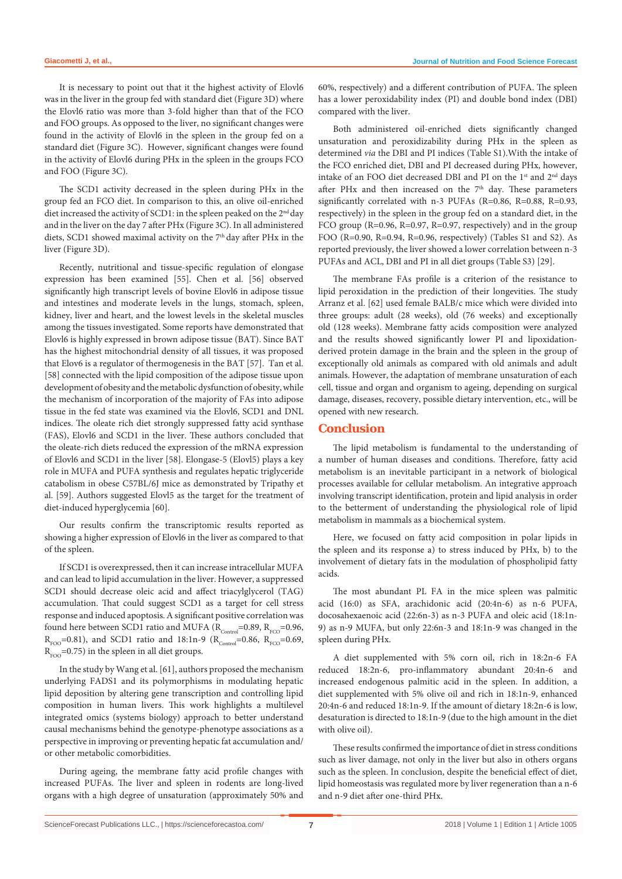It is necessary to point out that it the highest activity of Elovl6 was in the liver in the group fed with standard diet (Figure 3D) where the Elovl6 ratio was more than 3-fold higher than that of the FCO and FOO groups. As opposed to the liver, no significant changes were found in the activity of Elovl6 in the spleen in the group fed on a standard diet (Figure 3C). However, significant changes were found in the activity of Elovl6 during PHx in the spleen in the groups FCO and FOO (Figure 3C).

The SCD1 activity decreased in the spleen during PHx in the group fed an FCO diet. In comparison to this, an olive oil-enriched diet increased the activity of SCD1: in the spleen peaked on the 2nd day and in the liver on the day 7 after PHx (Figure 3C). In all administered diets, SCD1 showed maximal activity on the 7th day after PHx in the liver (Figure 3D).

Recently, nutritional and tissue-specific regulation of elongase expression has been examined [55]. Chen et al. [56] observed significantly high transcript levels of bovine Elovl6 in adipose tissue and intestines and moderate levels in the lungs, stomach, spleen, kidney, liver and heart, and the lowest levels in the skeletal muscles among the tissues investigated. Some reports have demonstrated that Elovl6 is highly expressed in brown adipose tissue (BAT). Since BAT has the highest mitochondrial density of all tissues, it was proposed that Elov6 is a regulator of thermogenesis in the BAT [57]. Tan et al. [58] connected with the lipid composition of the adipose tissue upon development of obesity and the metabolic dysfunction of obesity, while the mechanism of incorporation of the majority of FAs into adipose tissue in the fed state was examined via the Elovl6, SCD1 and DNL indices. The oleate rich diet strongly suppressed fatty acid synthase (FAS), Elovl6 and SCD1 in the liver. These authors concluded that the oleate-rich diets reduced the expression of the mRNA expression of Elovl6 and SCD1 in the liver [58]. Elongase-5 (Elovl5) plays a key role in MUFA and PUFA synthesis and regulates hepatic triglyceride catabolism in obese C57BL/6J mice as demonstrated by Tripathy et al. [59]. Authors suggested Elovl5 as the target for the treatment of diet-induced hyperglycemia [60].

Our results confirm the transcriptomic results reported as showing a higher expression of Elovl6 in the liver as compared to that of the spleen.

If SCD1 is overexpressed, then it can increase intracellular MUFA and can lead to lipid accumulation in the liver. However, a suppressed SCD1 should decrease oleic acid and affect triacylglycerol (TAG) accumulation. That could suggest SCD1 as a target for cell stress response and induced apoptosis. A significant positive correlation was found here between SCD1 ratio and MUFA ($R_{Control}$=0.89, $R_{FCO}$=0.96, $R_{FOO}$=0.81), and SCD1 ratio and 18:1n-9 ($R_{Control}$=0.86, $R_{FCO}$=0.69, $R_{FOO}$=0.75) in the spleen in all diet groups.

In the study by Wang et al. [61], authors proposed the mechanism underlying FADS1 and its polymorphisms in modulating hepatic lipid deposition by altering gene transcription and controlling lipid composition in human livers. This work highlights a multilevel integrated omics (systems biology) approach to better understand causal mechanisms behind the genotype-phenotype associations as a perspective in improving or preventing hepatic fat accumulation and/or other metabolic comorbidities.

During ageing, the membrane fatty acid profile changes with increased PUFAs. The liver and spleen in rodents are long-lived organs with a high degree of unsaturation (approximately 50% and 60%, respectively) and a different contribution of PUFA. The spleen has a lower peroxidability index (PI) and double bond index (DBI) compared with the liver.

Both administered oil-enriched diets significantly changed unsaturation and peroxidizability during PHx in the spleen as determined *via* the DBI and PI indices (Table S1).With the intake of the FCO enriched diet, DBI and PI decreased during PHx, however, intake of an FOO diet decreased DBI and PI on the 1st and 2nd days after PHx and then increased on the 7th day. These parameters significantly correlated with n-3 PUFAs (R=0.86, R=0.88, R=0.93, respectively) in the spleen in the group fed on a standard diet, in the FCO group (R=0.96, R=0.97, R=0.97, respectively) and in the group FOO (R=0.90, R=0.94, R=0.96, respectively) (Tables S1 and S2). As reported previously, the liver showed a lower correlation between n-3 PUFAs and ACL, DBI and PI in all diet groups (Table S3) [29].

The membrane FAs profile is a criterion of the resistance to lipid peroxidation in the prediction of their longevities. The study Arranz et al. [62] used female BALB/c mice which were divided into three groups: adult (28 weeks), old (76 weeks) and exceptionally old (128 weeks). Membrane fatty acids composition were analyzed and the results showed significantly lower PI and lipoxidation-derived protein damage in the brain and the spleen in the group of exceptionally old animals as compared with old animals and adult animals. However, the adaptation of membrane unsaturation of each cell, tissue and organ and organism to ageing, depending on surgical damage, diseases, recovery, possible dietary intervention, etc., will be opened with new research.

## Conclusion

The lipid metabolism is fundamental to the understanding of a number of human diseases and conditions. Therefore, fatty acid metabolism is an inevitable participant in a network of biological processes available for cellular metabolism. An integrative approach involving transcript identification, protein and lipid analysis in order to the betterment of understanding the physiological role of lipid metabolism in mammals as a biochemical system.

Here, we focused on fatty acid composition in polar lipids in the spleen and its response a) to stress induced by PHx, b) to the involvement of dietary fats in the modulation of phospholipid fatty acids.

The most abundant PL FA in the mice spleen was palmitic acid (16:0) as SFA, arachidonic acid (20:4n-6) as n-6 PUFA, docosahexaenoic acid (22:6n-3) as n-3 PUFA and oleic acid (18:1n-9) as n-9 MUFA, but only 22:6n-3 and 18:1n-9 was changed in the spleen during PHx.

A diet supplemented with 5% corn oil, rich in 18:2n-6 FA reduced 18:2n-6, pro-inflammatory abundant 20:4n-6 and increased endogenous palmitic acid in the spleen. In addition, a diet supplemented with 5% olive oil and rich in 18:1n-9, enhanced 20:4n-6 and reduced 18:1n-9. If the amount of dietary 18:2n-6 is low, desaturation is directed to 18:1n-9 (due to the high amount in the diet with olive oil).

These results confirmed the importance of diet in stress conditions such as liver damage, not only in the liver but also in others organs such as the spleen. In conclusion, despite the beneficial effect of diet, lipid homeostasis was regulated more by liver regeneration than a n-6 and n-9 diet after one-third PHx.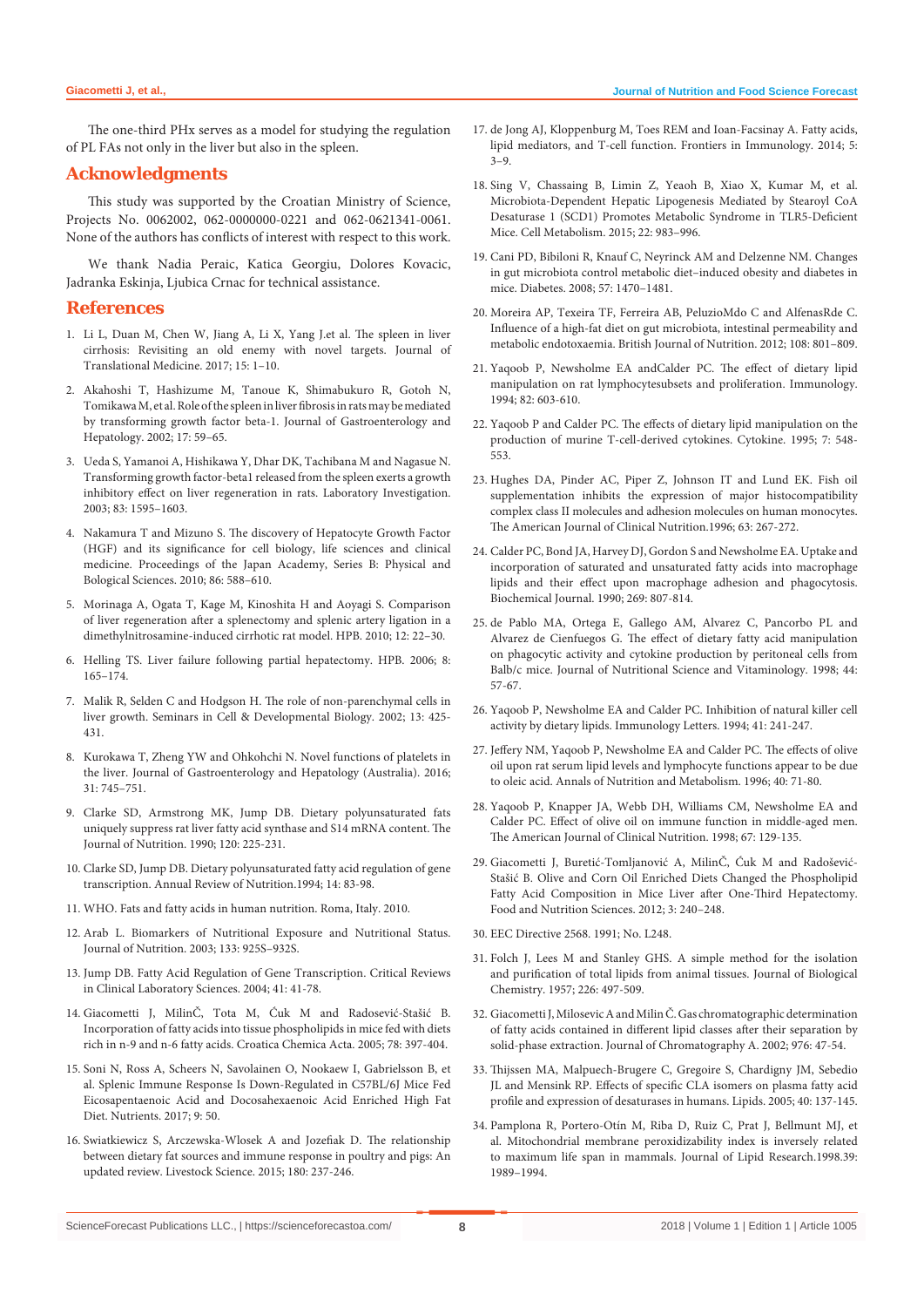The one-third PHx serves as a model for studying the regulation of PL FAs not only in the liver but also in the spleen.

## Acknowledgments

This study was supported by the Croatian Ministry of Science, Projects No. 0062002, 062-0000000-0221 and 062-0621341-0061. None of the authors has conflicts of interest with respect to this work.

We thank Nadia Peraic, Katica Georgiu, Dolores Kovacic, Jadranka Eskinja, Ljubica Crnac for technical assistance.

## References

1. Li L, Duan M, Chen W, Jiang A, Li X, Yang J.et al. The spleen in liver cirrhosis: Revisiting an old enemy with novel targets. Journal of Translational Medicine. 2017; 15: 1–10.
2. Akahoshi T, Hashizume M, Tanoue K, Shimabukuro R, Gotoh N, Tomikawa M, et al. Role of the spleen in liver fibrosis in rats may be mediated by transforming growth factor beta-1. Journal of Gastroenterology and Hepatology. 2002; 17: 59–65.
3. Ueda S, Yamanoi A, Hishikawa Y, Dhar DK, Tachibana M and Nagasue N. Transforming growth factor-beta1 released from the spleen exerts a growth inhibitory effect on liver regeneration in rats. Laboratory Investigation. 2003; 83: 1595–1603.
4. Nakamura T and Mizuno S. The discovery of Hepatocyte Growth Factor (HGF) and its significance for cell biology, life sciences and clinical medicine. Proceedings of the Japan Academy, Series B: Physical and Bological Sciences. 2010; 86: 588–610.
5. Morinaga A, Ogata T, Kage M, Kinoshita H and Aoyagi S. Comparison of liver regeneration after a splenectomy and splenic artery ligation in a dimethylnitrosamine-induced cirrhotic rat model. HPB. 2010; 12: 22–30.
6. Helling TS. Liver failure following partial hepatectomy. HPB. 2006; 8: 165–174.
7. Malik R, Selden C and Hodgson H. The role of non-parenchymal cells in liver growth. Seminars in Cell & Developmental Biology. 2002; 13: 425-431.
8. Kurokawa T, Zheng YW and Ohkohchi N. Novel functions of platelets in the liver. Journal of Gastroenterology and Hepatology (Australia). 2016; 31: 745–751.
9. Clarke SD, Armstrong MK, Jump DB. Dietary polyunsaturated fats uniquely suppress rat liver fatty acid synthase and S14 mRNA content. The Journal of Nutrition. 1990; 120: 225-231.
10. Clarke SD, Jump DB. Dietary polyunsaturated fatty acid regulation of gene transcription. Annual Review of Nutrition.1994; 14: 83-98.
11. WHO. Fats and fatty acids in human nutrition. Roma, Italy. 2010.
12. Arab L. Biomarkers of Nutritional Exposure and Nutritional Status. Journal of Nutrition. 2003; 133: 925S–932S.
13. Jump DB. Fatty Acid Regulation of Gene Transcription. Critical Reviews in Clinical Laboratory Sciences. 2004; 41: 41-78.
14. Giacometti J, MilinČ, Tota M, Ćuk M and Radosević-Stašić B. Incorporation of fatty acids into tissue phospholipids in mice fed with diets rich in n-9 and n-6 fatty acids. Croatica Chemica Acta. 2005; 78: 397-404.
15. Soni N, Ross A, Scheers N, Savolainen O, Nookaew I, Gabrielsson B, et al. Splenic Immune Response Is Down-Regulated in C57BL/6J Mice Fed Eicosapentaenoic Acid and Docosahexaenoic Acid Enriched High Fat Diet. Nutrients. 2017; 9: 50.
16. Swiatkiewicz S, Arczewska-Wlosek A and Jozefiak D. The relationship between dietary fat sources and immune response in poultry and pigs: An updated review. Livestock Science. 2015; 180: 237-246.
17. de Jong AJ, Kloppenburg M, Toes REM and Ioan-Facsinay A. Fatty acids, lipid mediators, and T-cell function. Frontiers in Immunology. 2014; 5: 3–9.
18. Sing V, Chassaing B, Limin Z, Yeaoh B, Xiao X, Kumar M, et al. Microbiota-Dependent Hepatic Lipogenesis Mediated by Stearoyl CoA Desaturase 1 (SCD1) Promotes Metabolic Syndrome in TLR5-Deficient Mice. Cell Metabolism. 2015; 22: 983–996.
19. Cani PD, Bibiloni R, Knauf C, Neyrinck AM and Delzenne NM. Changes in gut microbiota control metabolic diet–induced obesity and diabetes in mice. Diabetes. 2008; 57: 1470–1481.
20. Moreira AP, Texeira TF, Ferreira AB, PeluzioMdo C and AlfenasRde C. Influence of a high-fat diet on gut microbiota, intestinal permeability and metabolic endotoxaemia. British Journal of Nutrition. 2012; 108: 801–809.
21. Yaqoob P, Newsholme EA andCalder PC. The effect of dietary lipid manipulation on rat lymphocytesubsets and proliferation. Immunology. 1994; 82: 603-610.
22. Yaqoob P and Calder PC. The effects of dietary lipid manipulation on the production of murine T-cell-derived cytokines. Cytokine. 1995; 7: 548-553.
23. Hughes DA, Pinder AC, Piper Z, Johnson IT and Lund EK. Fish oil supplementation inhibits the expression of major histocompatibility complex class II molecules and adhesion molecules on human monocytes. The American Journal of Clinical Nutrition.1996; 63: 267-272.
24. Calder PC, Bond JA, Harvey DJ, Gordon S and Newsholme EA. Uptake and incorporation of saturated and unsaturated fatty acids into macrophage lipids and their effect upon macrophage adhesion and phagocytosis. Biochemical Journal. 1990; 269: 807-814.
25. de Pablo MA, Ortega E, Gallego AM, Alvarez C, Pancorbo PL and Alvarez de Cienfuegos G. The effect of dietary fatty acid manipulation on phagocytic activity and cytokine production by peritoneal cells from Balb/c mice. Journal of Nutritional Science and Vitaminology. 1998; 44: 57-67.
26. Yaqoob P, Newsholme EA and Calder PC. Inhibition of natural killer cell activity by dietary lipids. Immunology Letters. 1994; 41: 241-247.
27. Jeffery NM, Yaqoob P, Newsholme EA and Calder PC. The effects of olive oil upon rat serum lipid levels and lymphocyte functions appear to be due to oleic acid. Annals of Nutrition and Metabolism. 1996; 40: 71-80.
28. Yaqoob P, Knapper JA, Webb DH, Williams CM, Newsholme EA and Calder PC. Effect of olive oil on immune function in middle-aged men. The American Journal of Clinical Nutrition. 1998; 67: 129-135.
29. Giacometti J, Buretić-Tomljanović A, MilinČ, Ćuk M and Radošević-Stašić B. Olive and Corn Oil Enriched Diets Changed the Phospholipid Fatty Acid Composition in Mice Liver after One-Third Hepatectomy. Food and Nutrition Sciences. 2012; 3: 240–248.
30. EEC Directive 2568. 1991; No. L248.
31. Folch J, Lees M and Stanley GHS. A simple method for the isolation and purification of total lipids from animal tissues. Journal of Biological Chemistry. 1957; 226: 497-509.
32. Giacometti J, Milosevic A and Milin Č. Gas chromatographic determination of fatty acids contained in different lipid classes after their separation by solid-phase extraction. Journal of Chromatography A. 2002; 976: 47-54.
33. Thijssen MA, Malpuech-Brugere C, Gregoire S, Chardigny JM, Sebedio JL and Mensink RP. Effects of specific CLA isomers on plasma fatty acid profile and expression of desaturases in humans. Lipids. 2005; 40: 137-145.
34. Pamplona R, Portero-Otín M, Riba D, Ruiz C, Prat J, Bellmunt MJ, et al. Mitochondrial membrane peroxidizability index is inversely related to maximum life span in mammals. Journal of Lipid Research.1998.39: 1989–1994.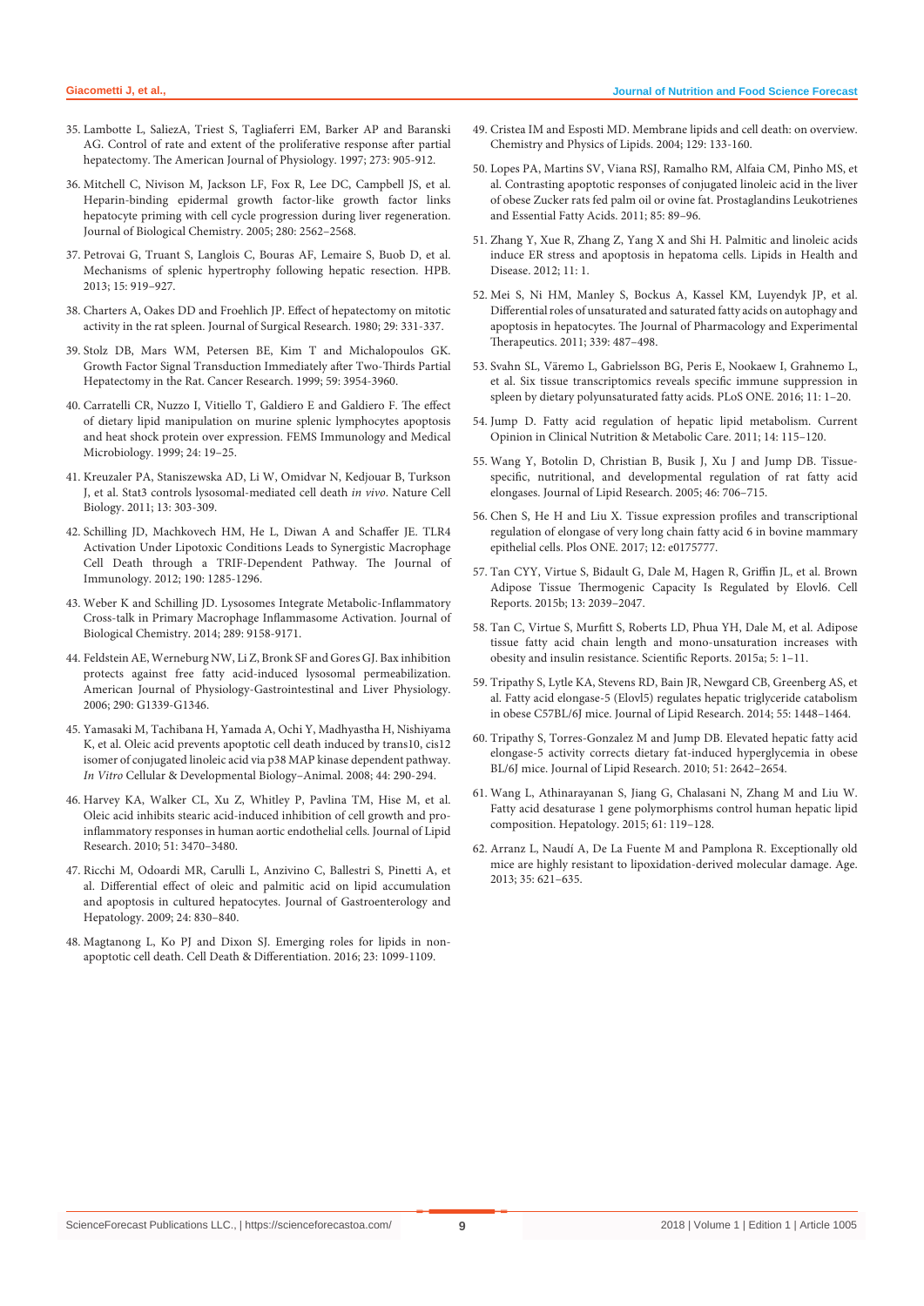35. Lambotte L, SaliezA, Triest S, Tagliaferri EM, Barker AP and Baranski AG. Control of rate and extent of the proliferative response after partial hepatectomy. The American Journal of Physiology. 1997; 273: 905-912.

36. Mitchell C, Nivison M, Jackson LF, Fox R, Lee DC, Campbell JS, et al. Heparin-binding epidermal growth factor-like growth factor links hepatocyte priming with cell cycle progression during liver regeneration. Journal of Biological Chemistry. 2005; 280: 2562–2568.

37. Petrovai G, Truant S, Langlois C, Bouras AF, Lemaire S, Buob D, et al. Mechanisms of splenic hypertrophy following hepatic resection. HPB. 2013; 15: 919–927.

38. Charters A, Oakes DD and Froehlich JP. Effect of hepatectomy on mitotic activity in the rat spleen. Journal of Surgical Research. 1980; 29: 331-337.

39. Stolz DB, Mars WM, Petersen BE, Kim T and Michalopoulos GK. Growth Factor Signal Transduction Immediately after Two-Thirds Partial Hepatectomy in the Rat. Cancer Research. 1999; 59: 3954-3960.

40. Carratelli CR, Nuzzo I, Vitiello T, Galdiero E and Galdiero F. The effect of dietary lipid manipulation on murine splenic lymphocytes apoptosis and heat shock protein over expression. FEMS Immunology and Medical Microbiology. 1999; 24: 19–25.

41. Kreuzaler PA, Staniszewska AD, Li W, Omidvar N, Kedjouar B, Turkson J, et al. Stat3 controls lysosomal-mediated cell death *in vivo*. Nature Cell Biology. 2011; 13: 303-309.

42. Schilling JD, Machkovech HM, He L, Diwan A and Schaffer JE. TLR4 Activation Under Lipotoxic Conditions Leads to Synergistic Macrophage Cell Death through a TRIF-Dependent Pathway. The Journal of Immunology. 2012; 190: 1285-1296.

43. Weber K and Schilling JD. Lysosomes Integrate Metabolic-Inflammatory Cross-talk in Primary Macrophage Inflammasome Activation. Journal of Biological Chemistry. 2014; 289: 9158-9171.

44. Feldstein AE, Werneburg NW, Li Z, Bronk SF and Gores GJ. Bax inhibition protects against free fatty acid-induced lysosomal permeabilization. American Journal of Physiology-Gastrointestinal and Liver Physiology. 2006; 290: G1339-G1346.

45. Yamasaki M, Tachibana H, Yamada A, Ochi Y, Madhyastha H, Nishiyama K, et al. Oleic acid prevents apoptotic cell death induced by trans10, cis12 isomer of conjugated linoleic acid via p38 MAP kinase dependent pathway. *In Vitro* Cellular & Developmental Biology–Animal. 2008; 44: 290-294.

46. Harvey KA, Walker CL, Xu Z, Whitley P, Pavlina TM, Hise M, et al. Oleic acid inhibits stearic acid-induced inhibition of cell growth and pro-inflammatory responses in human aortic endothelial cells. Journal of Lipid Research. 2010; 51: 3470–3480.

47. Ricchi M, Odoardi MR, Carulli L, Anzivino C, Ballestri S, Pinetti A, et al. Differential effect of oleic and palmitic acid on lipid accumulation and apoptosis in cultured hepatocytes. Journal of Gastroenterology and Hepatology. 2009; 24: 830–840.

48. Magtanong L, Ko PJ and Dixon SJ. Emerging roles for lipids in non-apoptotic cell death. Cell Death & Differentiation. 2016; 23: 1099-1109.

49. Cristea IM and Esposti MD. Membrane lipids and cell death: on overview. Chemistry and Physics of Lipids. 2004; 129: 133-160.

50. Lopes PA, Martins SV, Viana RJS, Ramalho RM, Alfaia CM, Pinho MS, et al. Contrasting apoptotic responses of conjugated linoleic acid in the liver of obese Zucker rats fed palm oil or ovine fat. Prostaglandins Leukotrienes and Essential Fatty Acids. 2011; 85: 89–96.

51. Zhang Y, Xue R, Zhang Z, Yang X and Shi H. Palmitic and linoleic acids induce ER stress and apoptosis in hepatoma cells. Lipids in Health and Disease. 2012; 11: 1.

52. Mei S, Ni HM, Manley S, Bockus A, Kassel KM, Luyendyk JP, et al. Differential roles of unsaturated and saturated fatty acids on autophagy and apoptosis in hepatocytes. The Journal of Pharmacology and Experimental Therapeutics. 2011; 339: 487–498.

53. Svahn SL, Väremo L, Gabrielsson BG, Peris E, Nookaew I, Grahnemo L, et al. Six tissue transcriptomics reveals specific immune suppression in spleen by dietary polyunsaturated fatty acids. PLoS ONE. 2016; 11: 1–20.

54. Jump D. Fatty acid regulation of hepatic lipid metabolism. Current Opinion in Clinical Nutrition & Metabolic Care. 2011; 14: 115–120.

55. Wang Y, Botolin D, Christian B, Busik J, Xu J and Jump DB. Tissue-specific, nutritional, and developmental regulation of rat fatty acid elongases. Journal of Lipid Research. 2005; 46: 706–715.

56. Chen S, He H and Liu X. Tissue expression profiles and transcriptional regulation of elongase of very long chain fatty acid 6 in bovine mammary epithelial cells. Plos ONE. 2017; 12: e0175777.

57. Tan CYY, Virtue S, Bidault G, Dale M, Hagen R, Griffin JL, et al. Brown Adipose Tissue Thermogenic Capacity Is Regulated by Elovl6. Cell Reports. 2015b; 13: 2039–2047.

58. Tan C, Virtue S, Murfitt S, Roberts LD, Phua YH, Dale M, et al. Adipose tissue fatty acid chain length and mono-unsaturation increases with obesity and insulin resistance. Scientific Reports. 2015a; 5: 1–11.

59. Tripathy S, Lytle KA, Stevens RD, Bain JR, Newgard CB, Greenberg AS, et al. Fatty acid elongase-5 (Elovl5) regulates hepatic triglyceride catabolism in obese C57BL/6J mice. Journal of Lipid Research. 2014; 55: 1448–1464.

60. Tripathy S, Torres-Gonzalez M and Jump DB. Elevated hepatic fatty acid elongase-5 activity corrects dietary fat-induced hyperglycemia in obese BL/6J mice. Journal of Lipid Research. 2010; 51: 2642–2654.

61. Wang L, Athinarayanan S, Jiang G, Chalasani N, Zhang M and Liu W. Fatty acid desaturase 1 gene polymorphisms control human hepatic lipid composition. Hepatology. 2015; 61: 119–128.

62. Arranz L, Naudí A, De La Fuente M and Pamplona R. Exceptionally old mice are highly resistant to lipoxidation-derived molecular damage. Age. 2013; 35: 621–635.